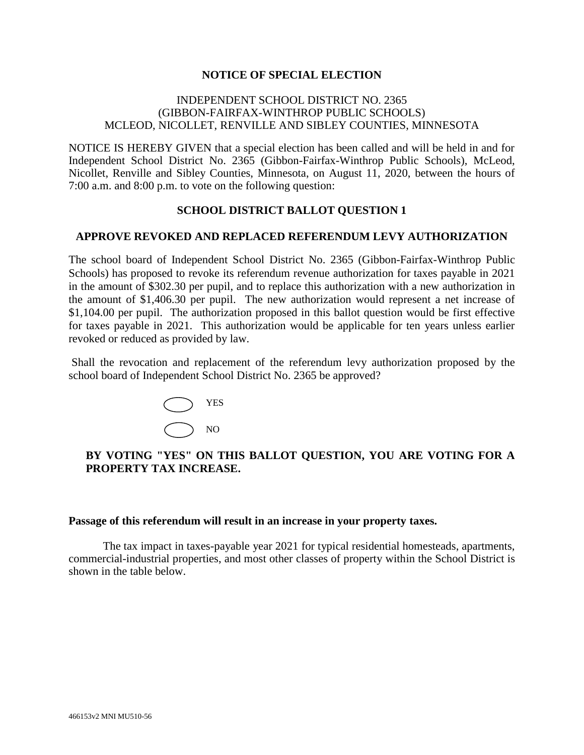# NOTICE OF SPECIAL ELECTION

INDEPENDENT SCHOOL DISTRICT NO. 2365
(GIBBON-FAIRFAX-WINTHROP PUBLIC SCHOOLS)
MCLEOD, NICOLLET, RENVILLE AND SIBLEY COUNTIES, MINNESOTA

NOTICE IS HEREBY GIVEN that a special election has been called and will be held in and for Independent School District No. 2365 (Gibbon-Fairfax-Winthrop Public Schools), McLeod, Nicollet, Renville and Sibley Counties, Minnesota, on August 11, 2020, between the hours of 7:00 a.m. and 8:00 p.m. to vote on the following question:

## SCHOOL DISTRICT BALLOT QUESTION 1

## APPROVE REVOKED AND REPLACED REFERENDUM LEVY AUTHORIZATION

The school board of Independent School District No. 2365 (Gibbon-Fairfax-Winthrop Public Schools) has proposed to revoke its referendum revenue authorization for taxes payable in 2021 in the amount of $302.30 per pupil, and to replace this authorization with a new authorization in the amount of $1,406.30 per pupil. The new authorization would represent a net increase of $1,104.00 per pupil. The authorization proposed in this ballot question would be first effective for taxes payable in 2021. This authorization would be applicable for ten years unless earlier revoked or reduced as provided by law.

Shall the revocation and replacement of the referendum levy authorization proposed by the school board of Independent School District No. 2365 be approved?

- ⬭ YES
- ⬭ NO

**BY VOTING "YES" ON THIS BALLOT QUESTION, YOU ARE VOTING FOR A PROPERTY TAX INCREASE.**

**Passage of this referendum will result in an increase in your property taxes.**

The tax impact in taxes-payable year 2021 for typical residential homesteads, apartments, commercial-industrial properties, and most other classes of property within the School District is shown in the table below.

466153v2 MNI MU510-56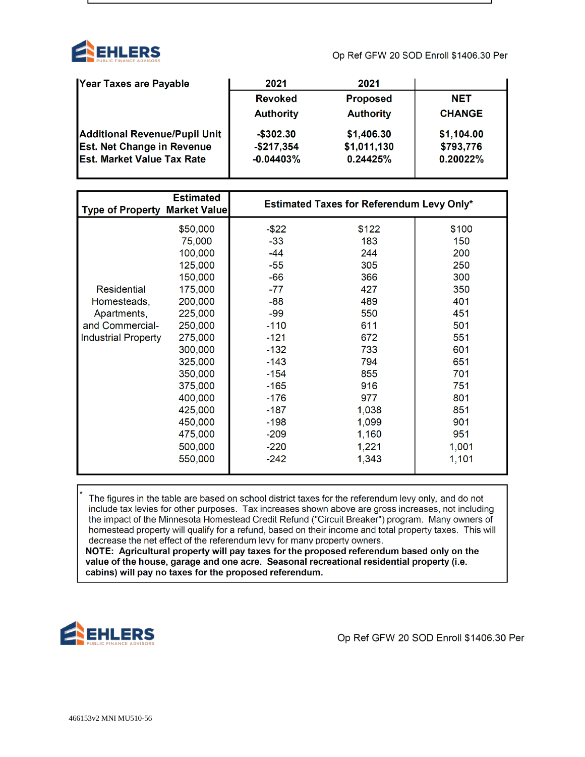Op Ref GFW 20 SOD Enroll $1406.30 Per

| Year Taxes are Payable | 2021 | 2021 | |
|---|---|---|---|
| | **Revoked Authority** | **Proposed Authority** | **NET CHANGE** |
| **Additional Revenue/Pupil Unit** | **-$302.30** | **$1,406.30** | **$1,104.00** |
| **Est. Net Change in Revenue** | **-$217,354** | **$1,011,130** | **$793,776** |
| **Est. Market Value Tax Rate** | **-0.04403%** | **0.24425%** | **0.20022%** |

| Type of Property | Estimated Market Value | Estimated Taxes for Referendum Levy Only* | | |
|---|---|---|---|---|
| Residential Homesteads, Apartments, and Commercial-Industrial Property | $50,000 | -$22 | $122 | $100 |
| | 75,000 | -33 | 183 | 150 |
| | 100,000 | -44 | 244 | 200 |
| | 125,000 | -55 | 305 | 250 |
| | 150,000 | -66 | 366 | 300 |
| | 175,000 | -77 | 427 | 350 |
| | 200,000 | -88 | 489 | 401 |
| | 225,000 | -99 | 550 | 451 |
| | 250,000 | -110 | 611 | 501 |
| | 275,000 | -121 | 672 | 551 |
| | 300,000 | -132 | 733 | 601 |
| | 325,000 | -143 | 794 | 651 |
| | 350,000 | -154 | 855 | 701 |
| | 375,000 | -165 | 916 | 751 |
| | 400,000 | -176 | 977 | 801 |
| | 425,000 | -187 | 1,038 | 851 |
| | 450,000 | -198 | 1,099 | 901 |
| | 475,000 | -209 | 1,160 | 951 |
| | 500,000 | -220 | 1,221 | 1,001 |
| | 550,000 | -242 | 1,343 | 1,101 |

\* The figures in the table are based on school district taxes for the referendum levy only, and do not include tax levies for other purposes. Tax increases shown above are gross increases, not including the impact of the Minnesota Homestead Credit Refund ("Circuit Breaker") program. Many owners of homestead property will qualify for a refund, based on their income and total property taxes. This will decrease the net effect of the referendum levy for many property owners.

**NOTE: Agricultural property will pay taxes for the proposed referendum based only on the value of the house, garage and one acre. Seasonal recreational residential property (i.e. cabins) will pay no taxes for the proposed referendum.**

466153v2 MNI MU510-56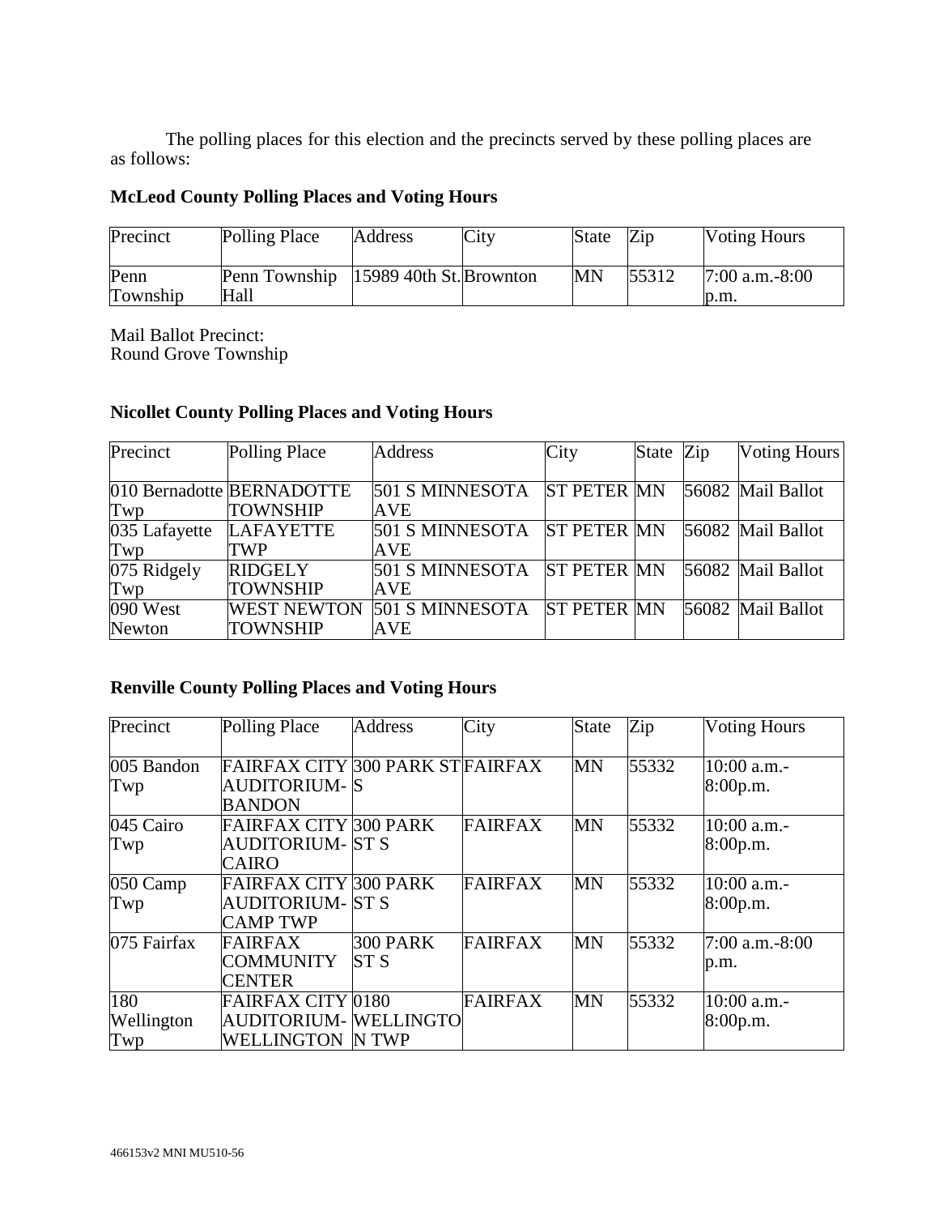The polling places for this election and the precincts served by these polling places are as follows:

**McLeod County Polling Places and Voting Hours**

| Precinct | Polling Place | Address | City | State | Zip | Voting Hours |
|---|---|---|---|---|---|---|
| Penn Township | Penn Township Hall | 15989 40th St. | Brownton | MN | 55312 | 7:00 a.m.-8:00 p.m. |

Mail Ballot Precinct:
Round Grove Township

**Nicollet County Polling Places and Voting Hours**

| Precinct | Polling Place | Address | City | State | Zip | Voting Hours |
|---|---|---|---|---|---|---|
| 010 Bernadotte Twp | BERNADOTTE TOWNSHIP | 501 S MINNESOTA AVE | ST PETER | MN | 56082 | Mail Ballot |
| 035 Lafayette Twp | LAFAYETTE TWP | 501 S MINNESOTA AVE | ST PETER | MN | 56082 | Mail Ballot |
| 075 Ridgely Twp | RIDGELY TOWNSHIP | 501 S MINNESOTA AVE | ST PETER | MN | 56082 | Mail Ballot |
| 090 West Newton | WEST NEWTON TOWNSHIP | 501 S MINNESOTA AVE | ST PETER | MN | 56082 | Mail Ballot |

**Renville County Polling Places and Voting Hours**

| Precinct | Polling Place | Address | City | State | Zip | Voting Hours |
|---|---|---|---|---|---|---|
| 005 Bandon Twp | FAIRFAX CITY AUDITORIUM-BANDON | 300 PARK ST S | FAIRFAX | MN | 55332 | 10:00 a.m.-8:00p.m. |
| 045 Cairo Twp | FAIRFAX CITY AUDITORIUM-CAIRO | 300 PARK ST S | FAIRFAX | MN | 55332 | 10:00 a.m.-8:00p.m. |
| 050 Camp Twp | FAIRFAX CITY AUDITORIUM-CAMP TWP | 300 PARK ST S | FAIRFAX | MN | 55332 | 10:00 a.m.-8:00p.m. |
| 075 Fairfax | FAIRFAX COMMUNITY CENTER | 300 PARK ST S | FAIRFAX | MN | 55332 | 7:00 a.m.-8:00 p.m. |
| 180 Wellington Twp | FAIRFAX CITY AUDITORIUM-WELLINGTON | 0180 WELLINGTON TWP | FAIRFAX | MN | 55332 | 10:00 a.m.-8:00p.m. |

466153v2 MNI MU510-56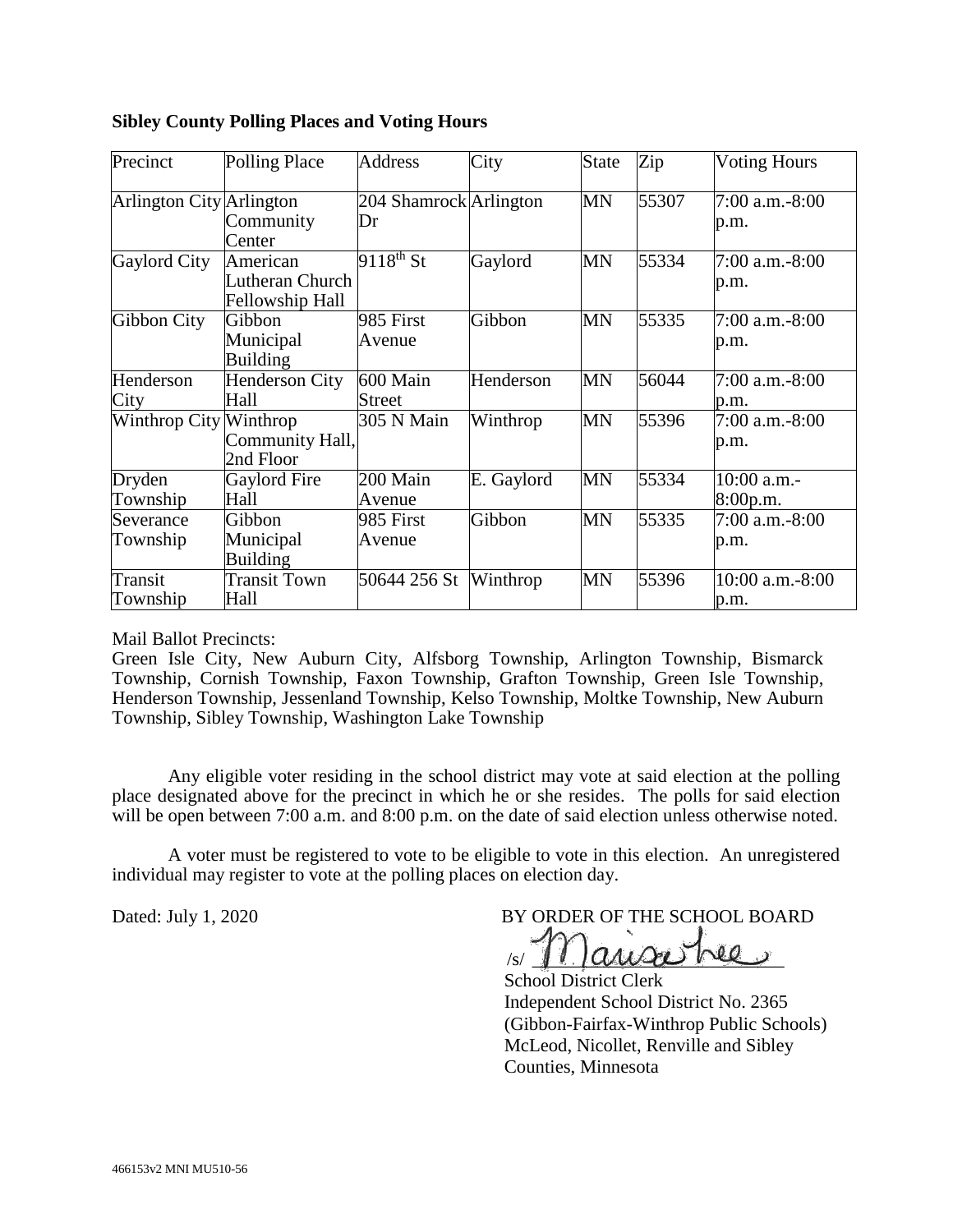**Sibley County Polling Places and Voting Hours**

| Precinct | Polling Place | Address | City | State | Zip | Voting Hours |
|---|---|---|---|---|---|---|
| Arlington City | Arlington Community Center | 204 Shamrock Dr | Arlington | MN | 55307 | 7:00 a.m.-8:00 p.m. |
| Gaylord City | American Lutheran Church Fellowship Hall | 9118$^{th}$ St | Gaylord | MN | 55334 | 7:00 a.m.-8:00 p.m. |
| Gibbon City | Gibbon Municipal Building | 985 First Avenue | Gibbon | MN | 55335 | 7:00 a.m.-8:00 p.m. |
| Henderson City | Henderson City Hall | 600 Main Street | Henderson | MN | 56044 | 7:00 a.m.-8:00 p.m. |
| Winthrop City | Winthrop Community Hall, 2nd Floor | 305 N Main | Winthrop | MN | 55396 | 7:00 a.m.-8:00 p.m. |
| Dryden Township | Gaylord Fire Hall | 200 Main Avenue | E. Gaylord | MN | 55334 | 10:00 a.m.-8:00p.m. |
| Severance Township | Gibbon Municipal Building | 985 First Avenue | Gibbon | MN | 55335 | 7:00 a.m.-8:00 p.m. |
| Transit Township | Transit Town Hall | 50644 256 St | Winthrop | MN | 55396 | 10:00 a.m.-8:00 p.m. |

Mail Ballot Precincts:
Green Isle City, New Auburn City, Alfsborg Township, Arlington Township, Bismarck Township, Cornish Township, Faxon Township, Grafton Township, Green Isle Township, Henderson Township, Jessenland Township, Kelso Township, Moltke Township, New Auburn Township, Sibley Township, Washington Lake Township

Any eligible voter residing in the school district may vote at said election at the polling place designated above for the precinct in which he or she resides. The polls for said election will be open between 7:00 a.m. and 8:00 p.m. on the date of said election unless otherwise noted.

A voter must be registered to vote to be eligible to vote in this election. An unregistered individual may register to vote at the polling places on election day.

Dated: July 1, 2020

BY ORDER OF THE SCHOOL BOARD

/s/ Marisa Lee

School District Clerk
Independent School District No. 2365
(Gibbon-Fairfax-Winthrop Public Schools)
McLeod, Nicollet, Renville and Sibley Counties, Minnesota

466153v2 MNI MU510-56